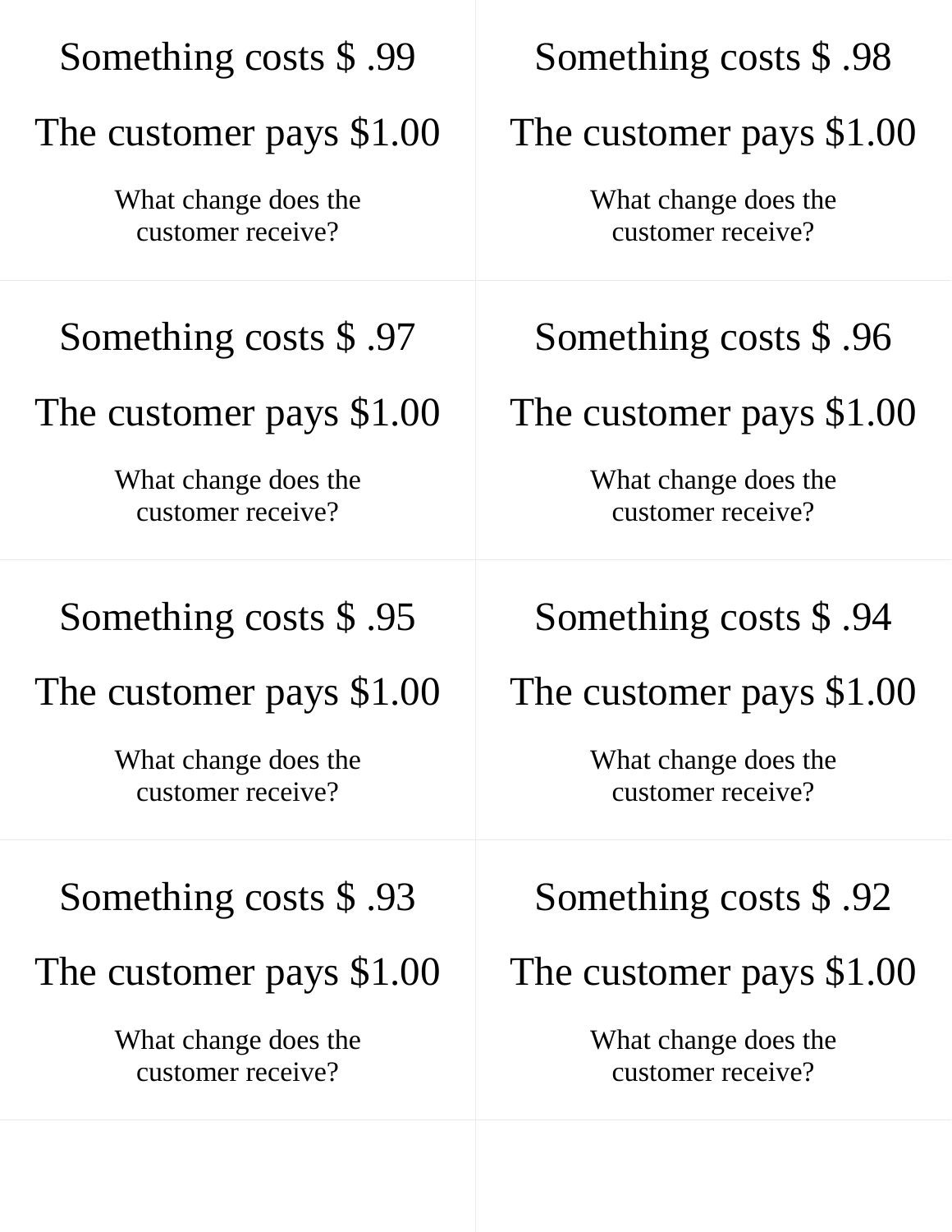Something costs $ .99

The customer pays $1.00

What change does the customer receive?

Something costs $ .98

The customer pays $1.00

What change does the customer receive?

Something costs $ .97

The customer pays $1.00

What change does the customer receive?

Something costs $ .96

The customer pays $1.00

What change does the customer receive?

Something costs $ .95

The customer pays $1.00

What change does the customer receive?

Something costs $ .94

The customer pays $1.00

What change does the customer receive?

Something costs $ .93

The customer pays $1.00

What change does the customer receive?

Something costs $ .92

The customer pays $1.00

What change does the customer receive?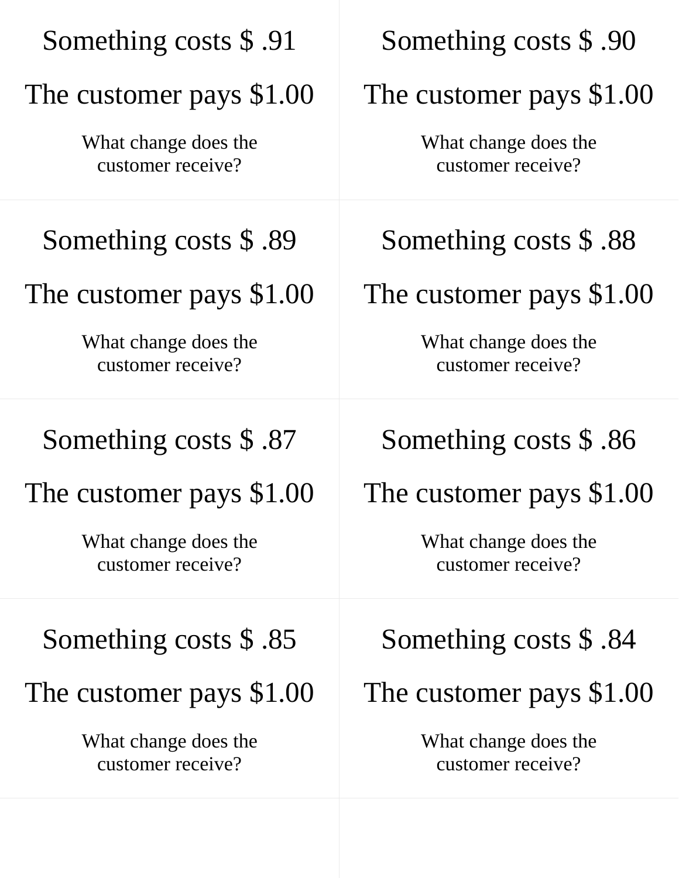Something costs $ .91

The customer pays $1.00

What change does the customer receive?

Something costs $ .90

The customer pays $1.00

What change does the customer receive?

Something costs $ .89

The customer pays $1.00

What change does the customer receive?

Something costs $ .88

The customer pays $1.00

What change does the customer receive?

Something costs $ .87

The customer pays $1.00

What change does the customer receive?

Something costs $ .86

The customer pays $1.00

What change does the customer receive?

Something costs $ .85

The customer pays $1.00

What change does the customer receive?

Something costs $ .84

The customer pays $1.00

What change does the customer receive?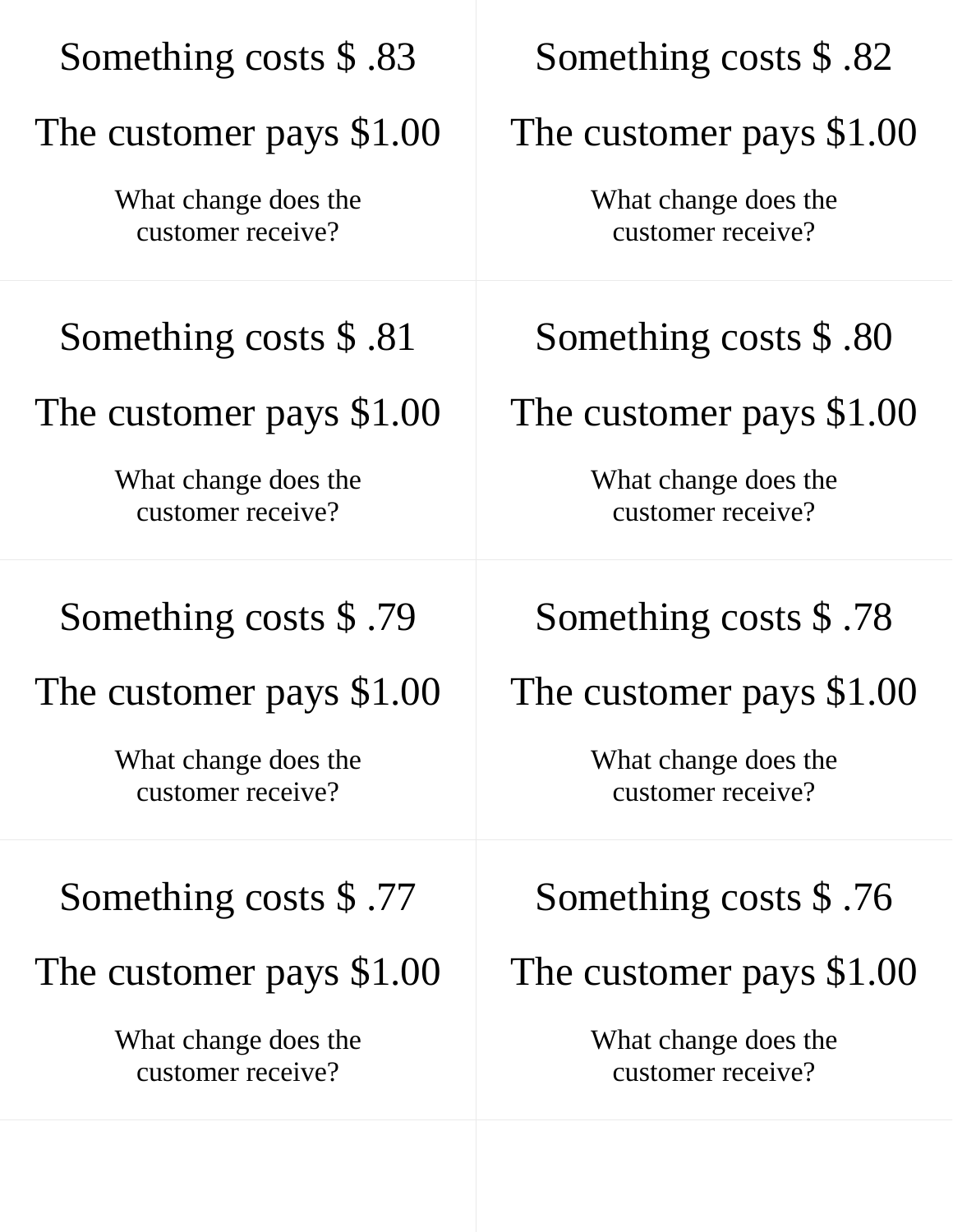Something costs $ .83

The customer pays $1.00

What change does the customer receive?

Something costs $ .82

The customer pays $1.00

What change does the customer receive?

Something costs $ .81

The customer pays $1.00

What change does the customer receive?

Something costs $ .80

The customer pays $1.00

What change does the customer receive?

Something costs $ .79

The customer pays $1.00

What change does the customer receive?

Something costs $ .78

The customer pays $1.00

What change does the customer receive?

Something costs $ .77

The customer pays $1.00

What change does the customer receive?

Something costs $ .76

The customer pays $1.00

What change does the customer receive?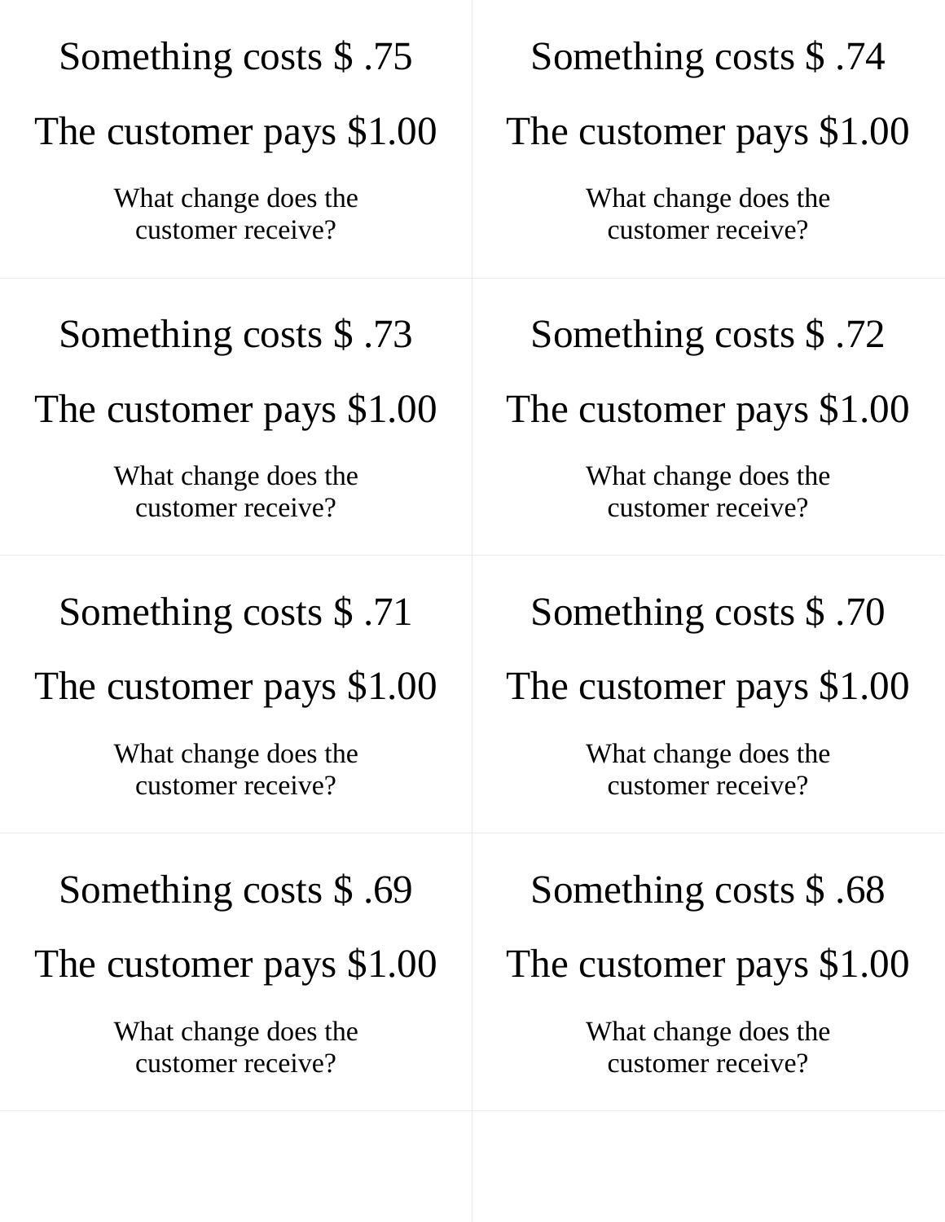Something costs $ .75

The customer pays $1.00

What change does the customer receive?

Something costs $ .74

The customer pays $1.00

What change does the customer receive?

Something costs $ .73

The customer pays $1.00

What change does the customer receive?

Something costs $ .72

The customer pays $1.00

What change does the customer receive?

Something costs $ .71

The customer pays $1.00

What change does the customer receive?

Something costs $ .70

The customer pays $1.00

What change does the customer receive?

Something costs $ .69

The customer pays $1.00

What change does the customer receive?

Something costs $ .68

The customer pays $1.00

What change does the customer receive?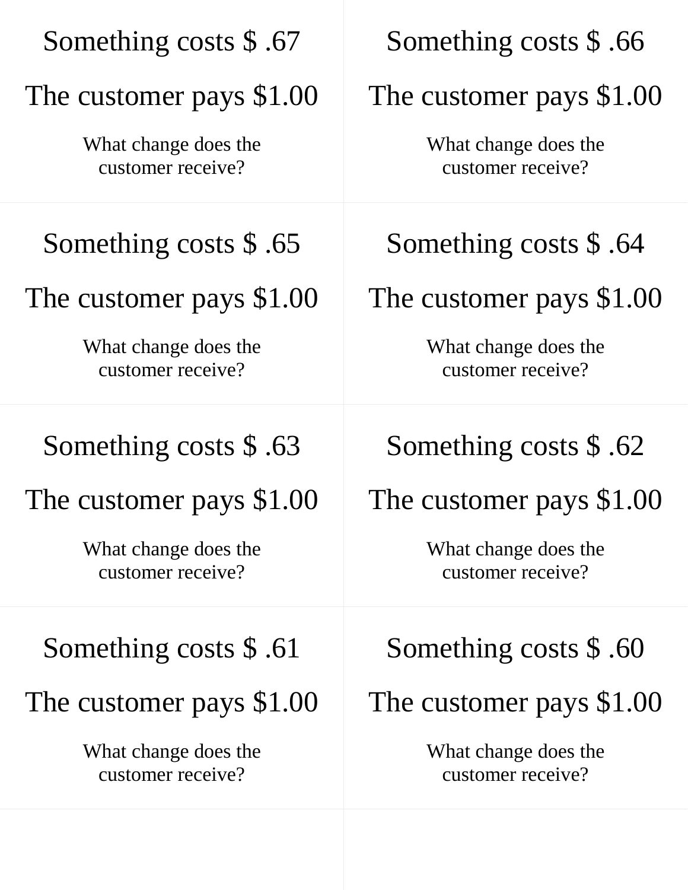Something costs $ .67

The customer pays $1.00

What change does the customer receive?

Something costs $ .66

The customer pays $1.00

What change does the customer receive?

Something costs $ .65

The customer pays $1.00

What change does the customer receive?

Something costs $ .64

The customer pays $1.00

What change does the customer receive?

Something costs $ .63

The customer pays $1.00

What change does the customer receive?

Something costs $ .62

The customer pays $1.00

What change does the customer receive?

Something costs $ .61

The customer pays $1.00

What change does the customer receive?

Something costs $ .60

The customer pays $1.00

What change does the customer receive?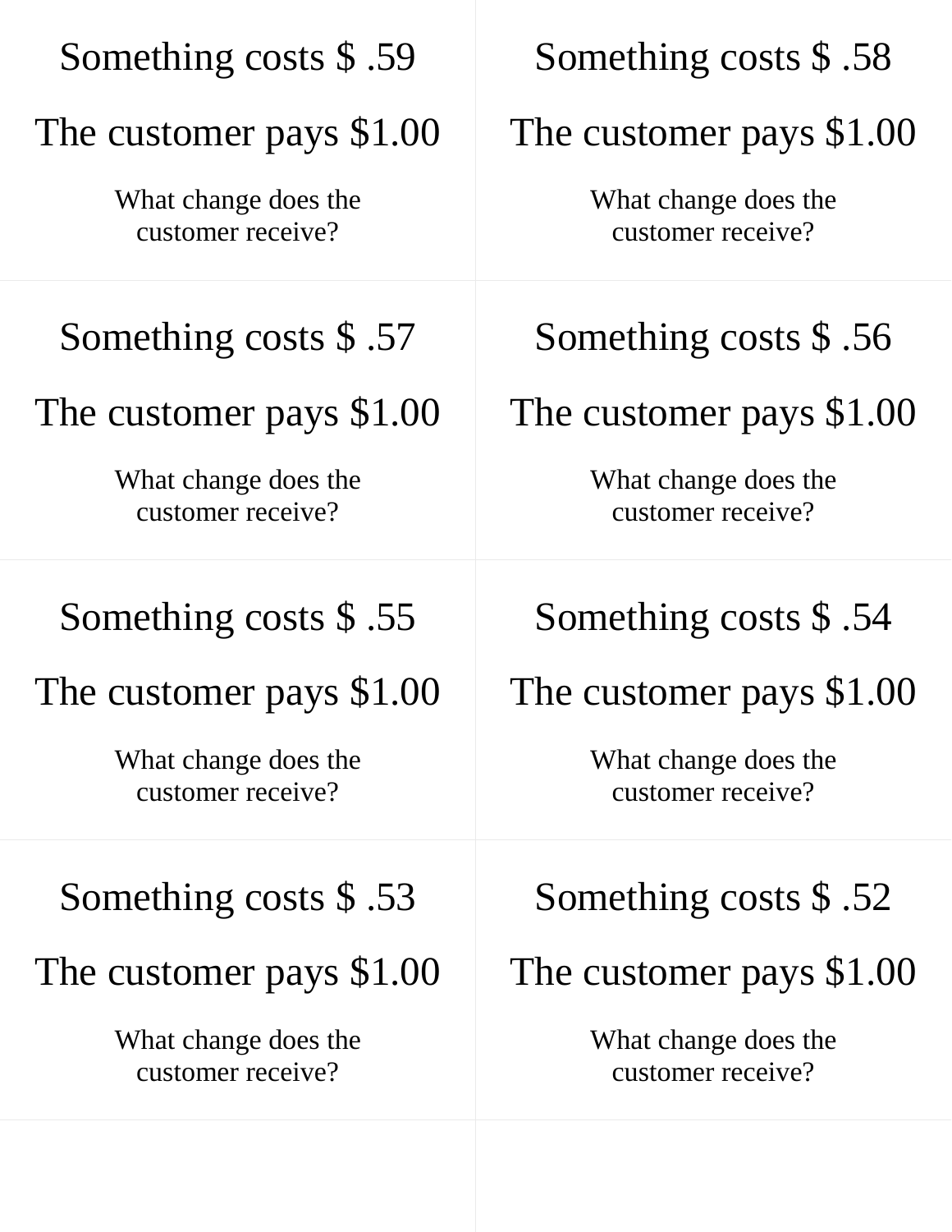Something costs $ .59

The customer pays $1.00

What change does the customer receive?

Something costs $ .58

The customer pays $1.00

What change does the customer receive?

Something costs $ .57

The customer pays $1.00

What change does the customer receive?

Something costs $ .56

The customer pays $1.00

What change does the customer receive?

Something costs $ .55

The customer pays $1.00

What change does the customer receive?

Something costs $ .54

The customer pays $1.00

What change does the customer receive?

Something costs $ .53

The customer pays $1.00

What change does the customer receive?

Something costs $ .52

The customer pays $1.00

What change does the customer receive?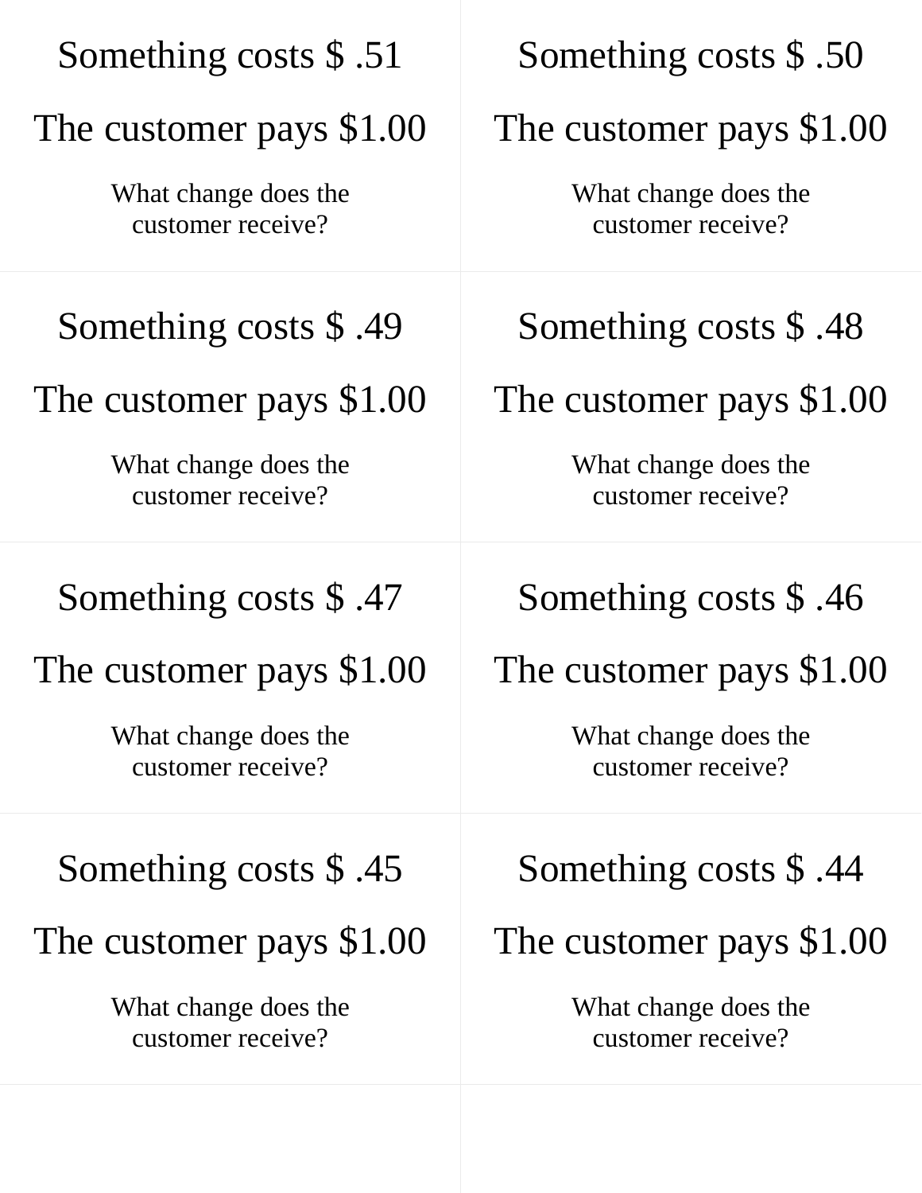Something costs $ .51

The customer pays $1.00

What change does the customer receive?

Something costs $ .50

The customer pays $1.00

What change does the customer receive?

Something costs $ .49

The customer pays $1.00

What change does the customer receive?

Something costs $ .48

The customer pays $1.00

What change does the customer receive?

Something costs $ .47

The customer pays $1.00

What change does the customer receive?

Something costs $ .46

The customer pays $1.00

What change does the customer receive?

Something costs $ .45

The customer pays $1.00

What change does the customer receive?

Something costs $ .44

The customer pays $1.00

What change does the customer receive?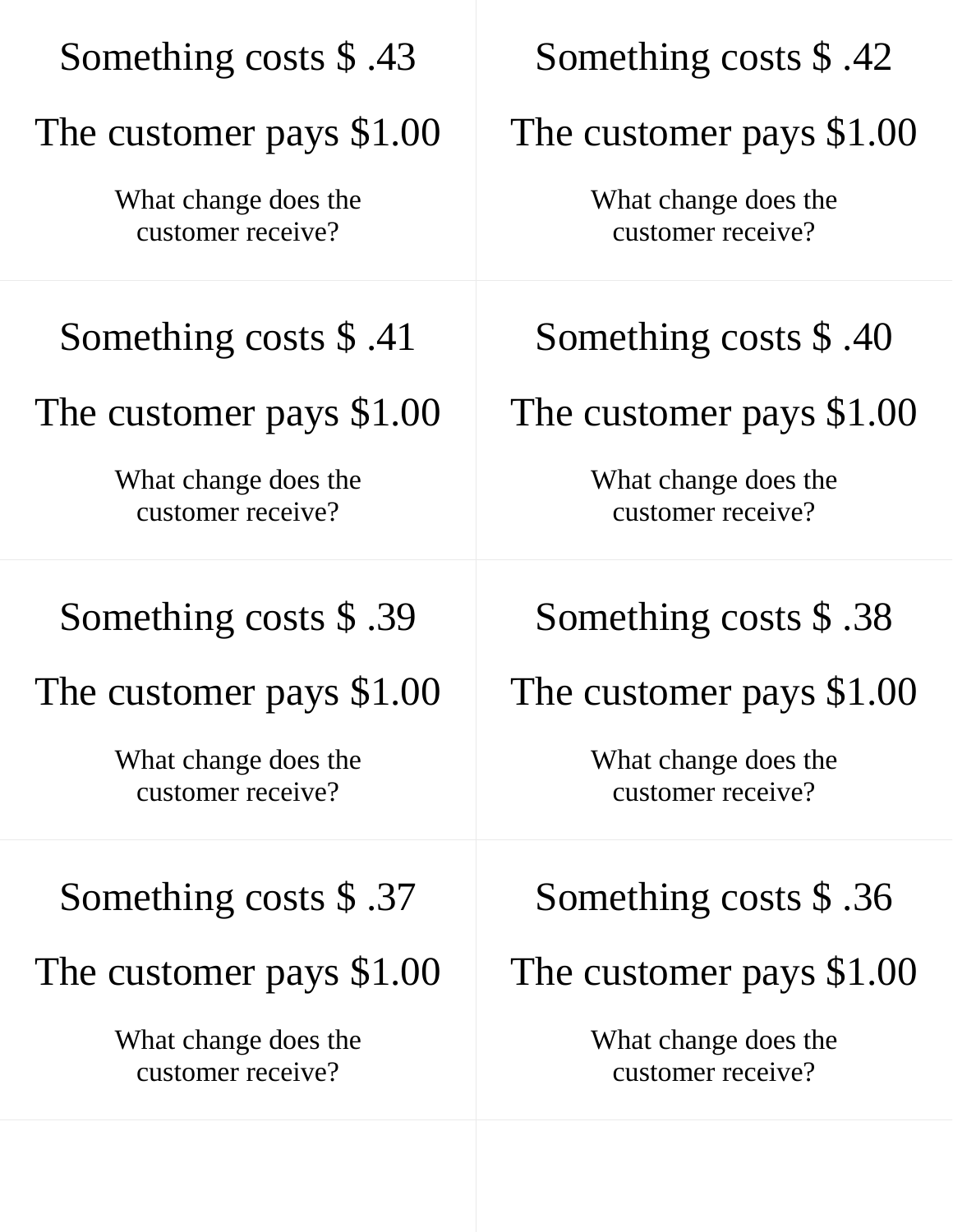Something costs $ .43

The customer pays $1.00

What change does the customer receive?

Something costs $ .42

The customer pays $1.00

What change does the customer receive?

Something costs $ .41

The customer pays $1.00

What change does the customer receive?

Something costs $ .40

The customer pays $1.00

What change does the customer receive?

Something costs $ .39

The customer pays $1.00

What change does the customer receive?

Something costs $ .38

The customer pays $1.00

What change does the customer receive?

Something costs $ .37

The customer pays $1.00

What change does the customer receive?

Something costs $ .36

The customer pays $1.00

What change does the customer receive?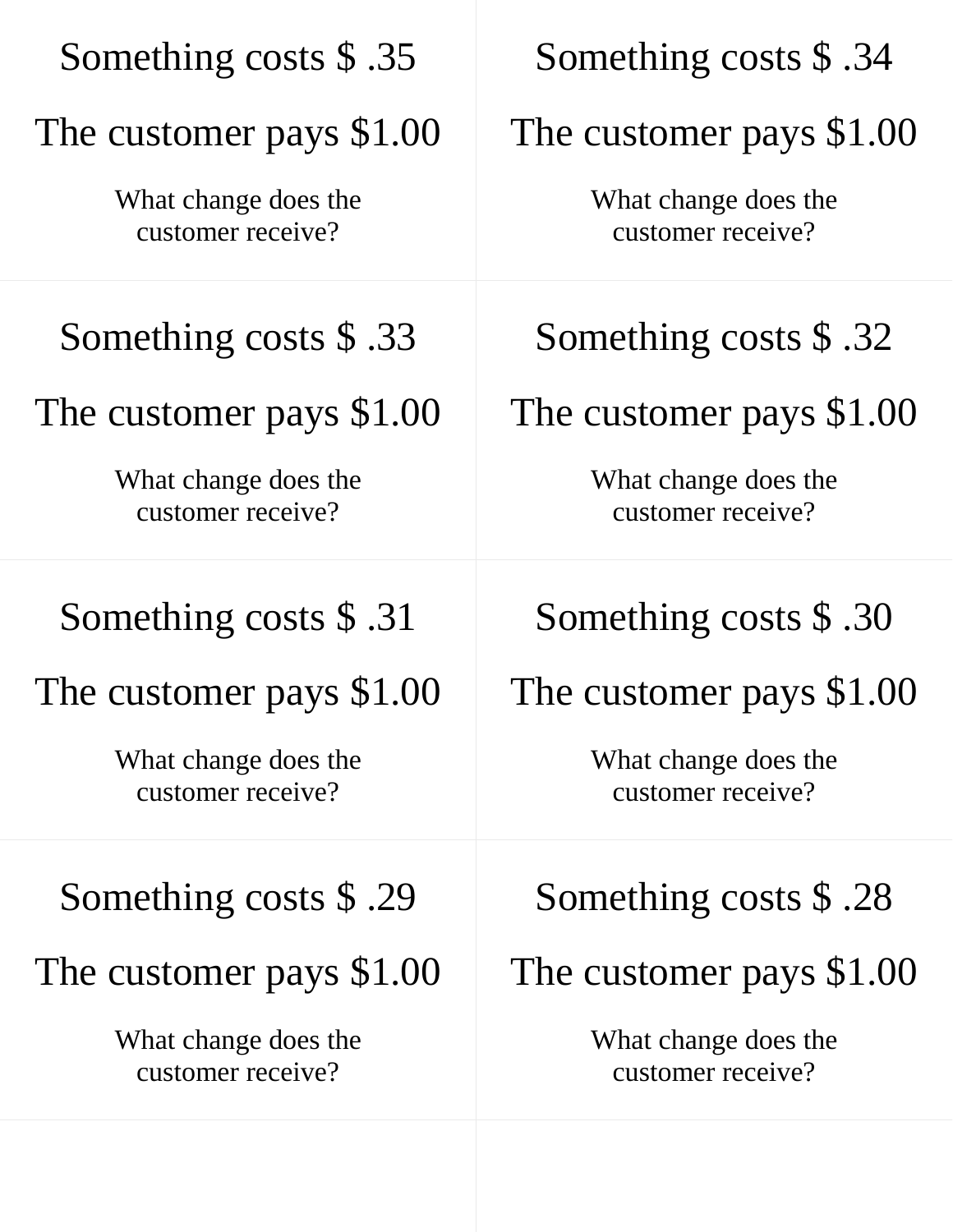Something costs $ .35

The customer pays $1.00

What change does the customer receive?

Something costs $ .34

The customer pays $1.00

What change does the customer receive?

Something costs $ .33

The customer pays $1.00

What change does the customer receive?

Something costs $ .32

The customer pays $1.00

What change does the customer receive?

Something costs $ .31

The customer pays $1.00

What change does the customer receive?

Something costs $ .30

The customer pays $1.00

What change does the customer receive?

Something costs $ .29

The customer pays $1.00

What change does the customer receive?

Something costs $ .28

The customer pays $1.00

What change does the customer receive?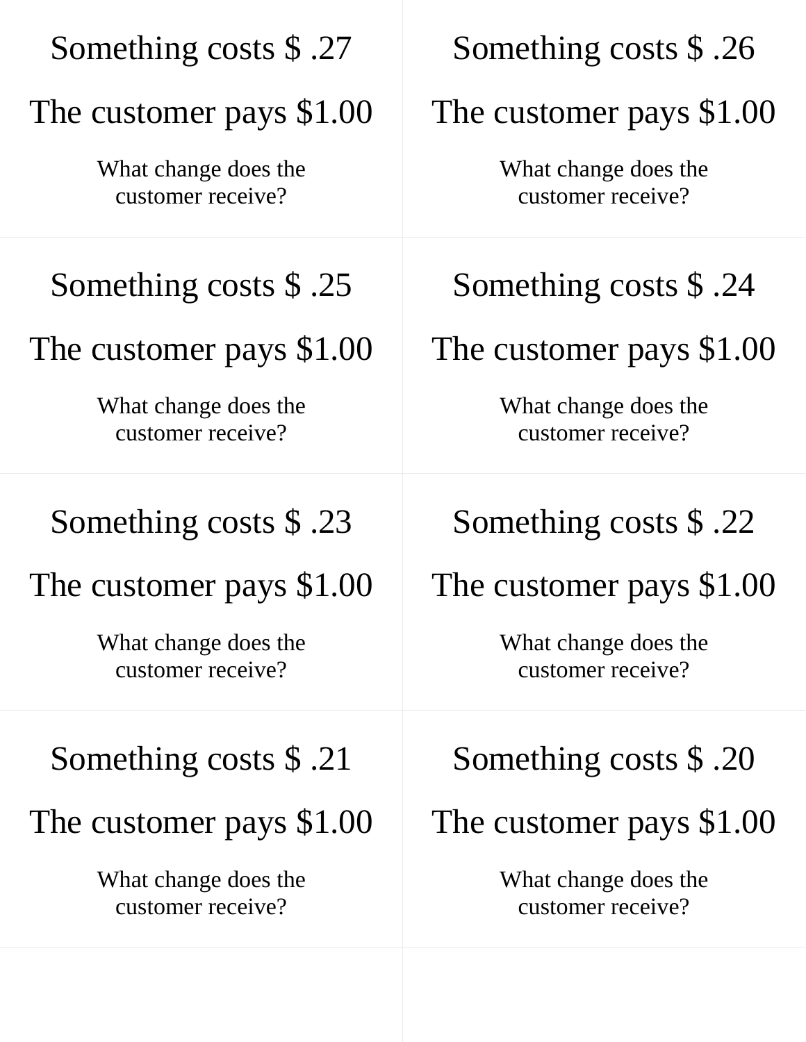Something costs $ .27

The customer pays $1.00

What change does the customer receive?

Something costs $ .26

The customer pays $1.00

What change does the customer receive?

Something costs $ .25

The customer pays $1.00

What change does the customer receive?

Something costs $ .24

The customer pays $1.00

What change does the customer receive?

Something costs $ .23

The customer pays $1.00

What change does the customer receive?

Something costs $ .22

The customer pays $1.00

What change does the customer receive?

Something costs $ .21

The customer pays $1.00

What change does the customer receive?

Something costs $ .20

The customer pays $1.00

What change does the customer receive?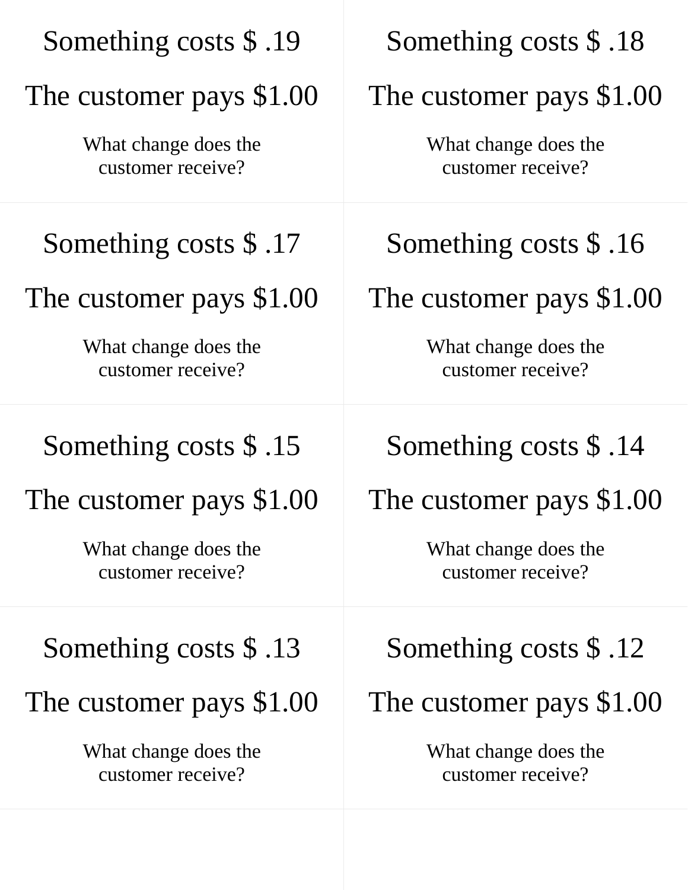Something costs $ .19

The customer pays $1.00

What change does the customer receive?

Something costs $ .18

The customer pays $1.00

What change does the customer receive?

Something costs $ .17

The customer pays $1.00

What change does the customer receive?

Something costs $ .16

The customer pays $1.00

What change does the customer receive?

Something costs $ .15

The customer pays $1.00

What change does the customer receive?

Something costs $ .14

The customer pays $1.00

What change does the customer receive?

Something costs $ .13

The customer pays $1.00

What change does the customer receive?

Something costs $ .12

The customer pays $1.00

What change does the customer receive?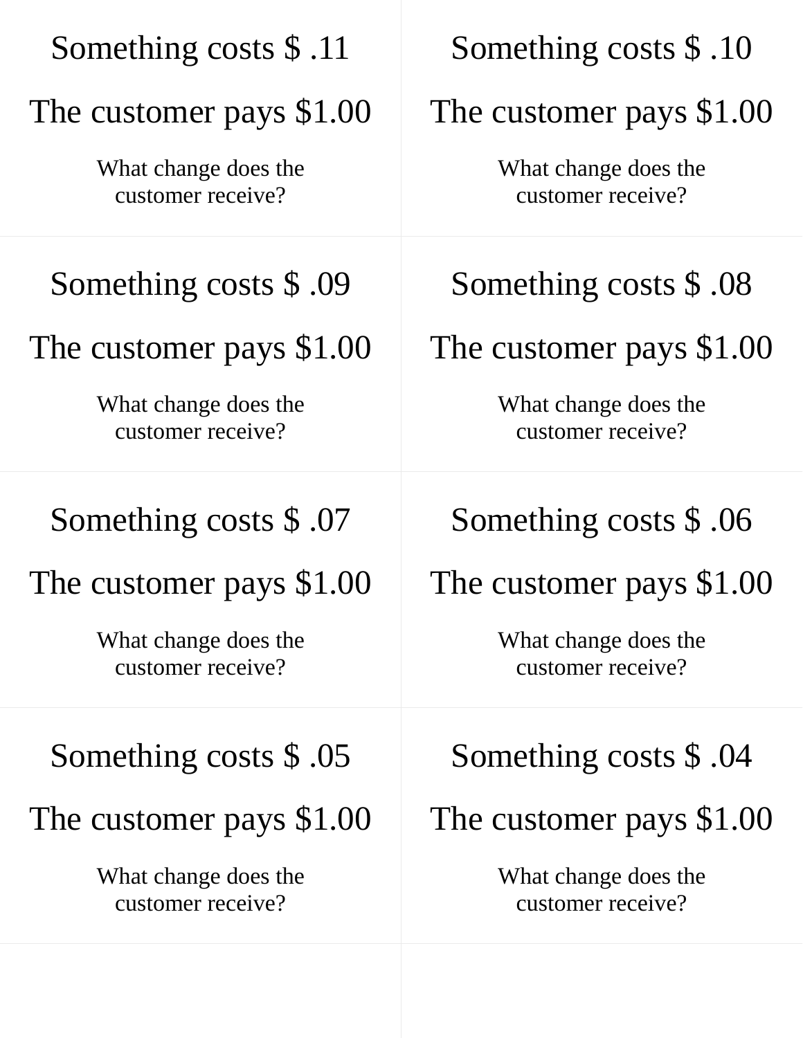Something costs $ .11

The customer pays $1.00

What change does the customer receive?

Something costs $ .10

The customer pays $1.00

What change does the customer receive?

Something costs $ .09

The customer pays $1.00

What change does the customer receive?

Something costs $ .08

The customer pays $1.00

What change does the customer receive?

Something costs $ .07

The customer pays $1.00

What change does the customer receive?

Something costs $ .06

The customer pays $1.00

What change does the customer receive?

Something costs $ .05

The customer pays $1.00

What change does the customer receive?

Something costs $ .04

The customer pays $1.00

What change does the customer receive?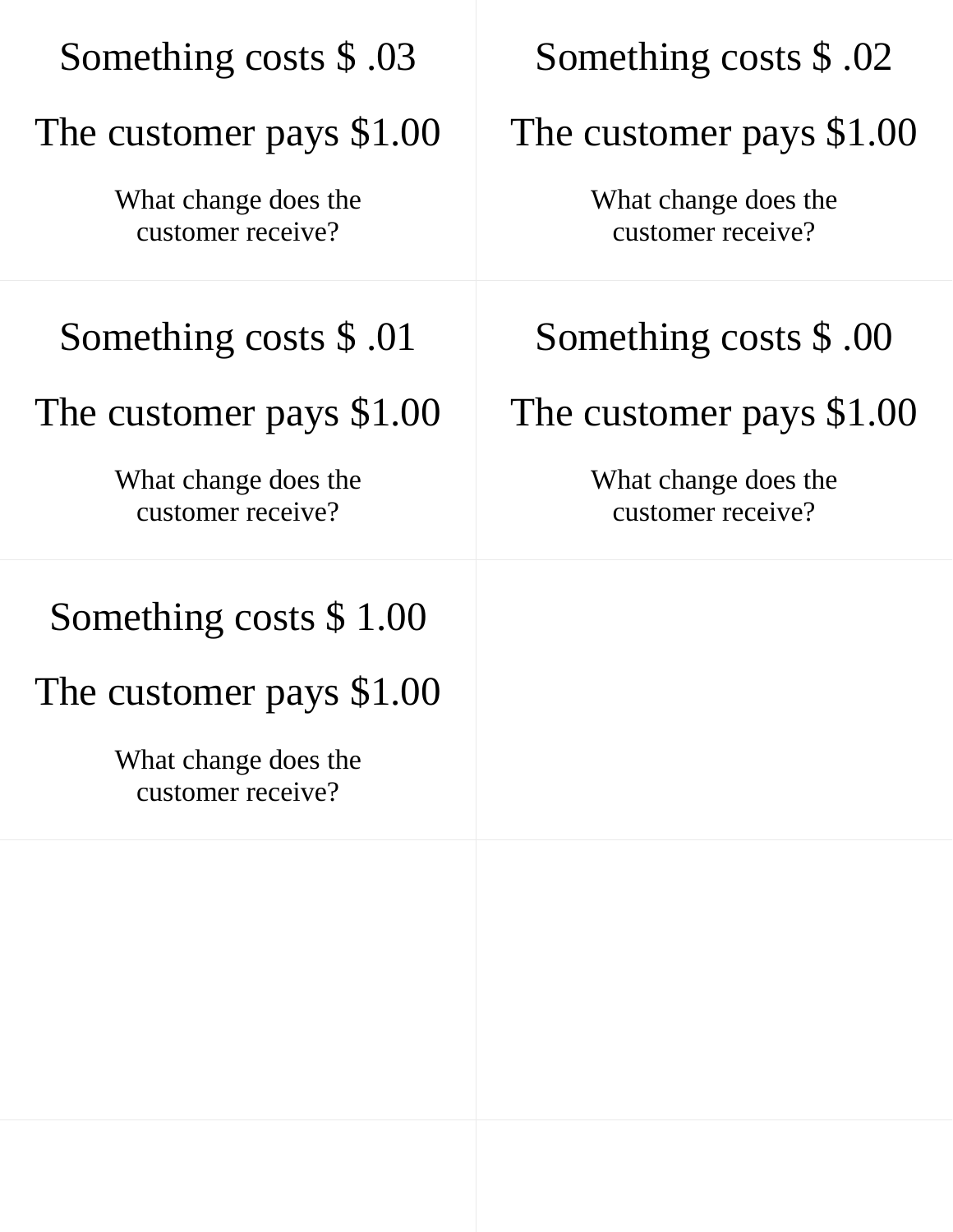Something costs $ .03

The customer pays $1.00

What change does the customer receive?

Something costs $ .02

The customer pays $1.00

What change does the customer receive?

Something costs $ .01

The customer pays $1.00

What change does the customer receive?

Something costs $ .00

The customer pays $1.00

What change does the customer receive?

Something costs $ 1.00

The customer pays $1.00

What change does the customer receive?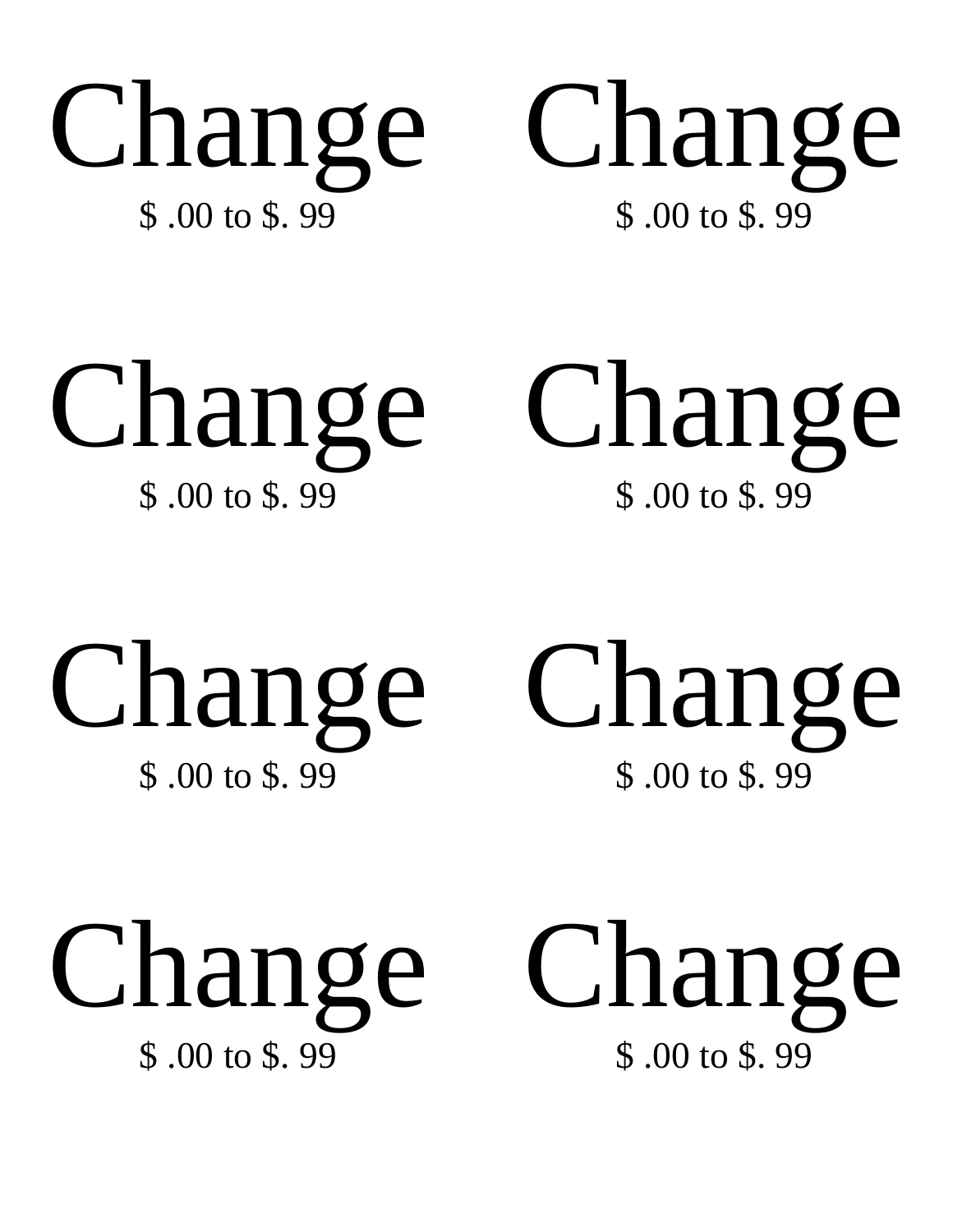Change
$ .00 to $. 99

Change
$ .00 to $. 99

Change
$ .00 to $. 99

Change
$ .00 to $. 99

Change
$ .00 to $. 99

Change
$ .00 to $. 99

Change
$ .00 to $. 99

Change
$ .00 to $. 99